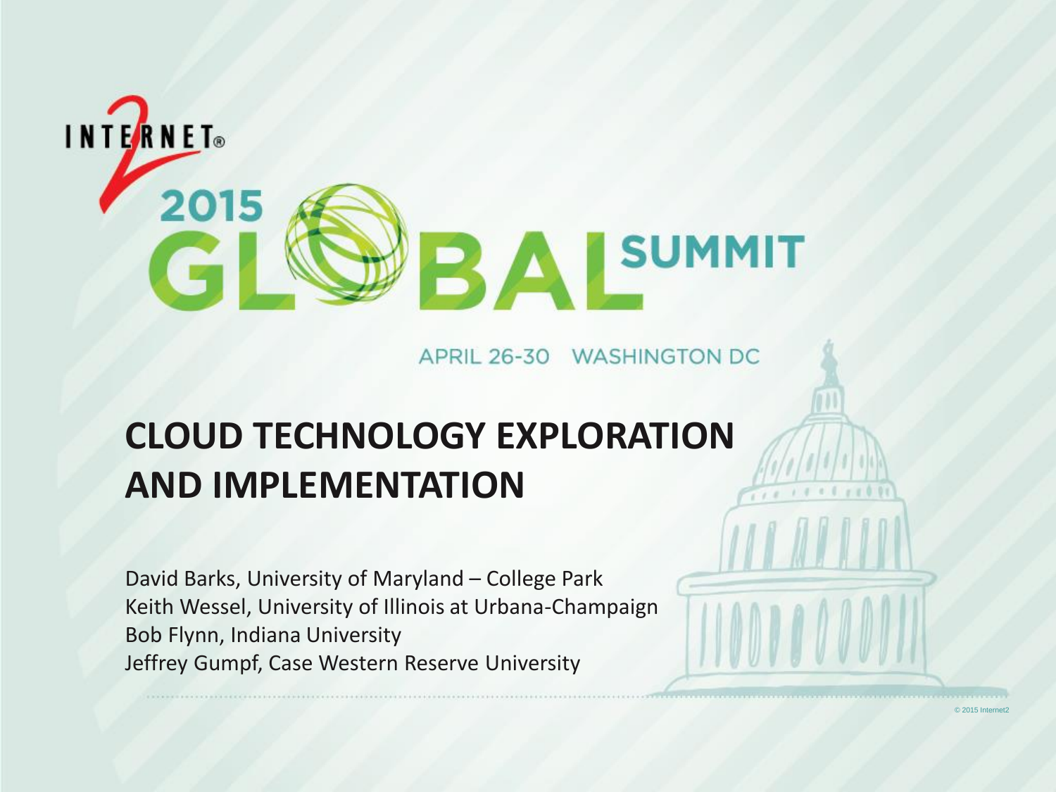INTERNET2

2015 GLOBAL SUMMIT

APRIL 26-30 WASHINGTON DC

# CLOUD TECHNOLOGY EXPLORATION AND IMPLEMENTATION

David Barks, University of Maryland – College Park
Keith Wessel, University of Illinois at Urbana-Champaign
Bob Flynn, Indiana University
Jeffrey Gumpf, Case Western Reserve University

© 2015 Internet2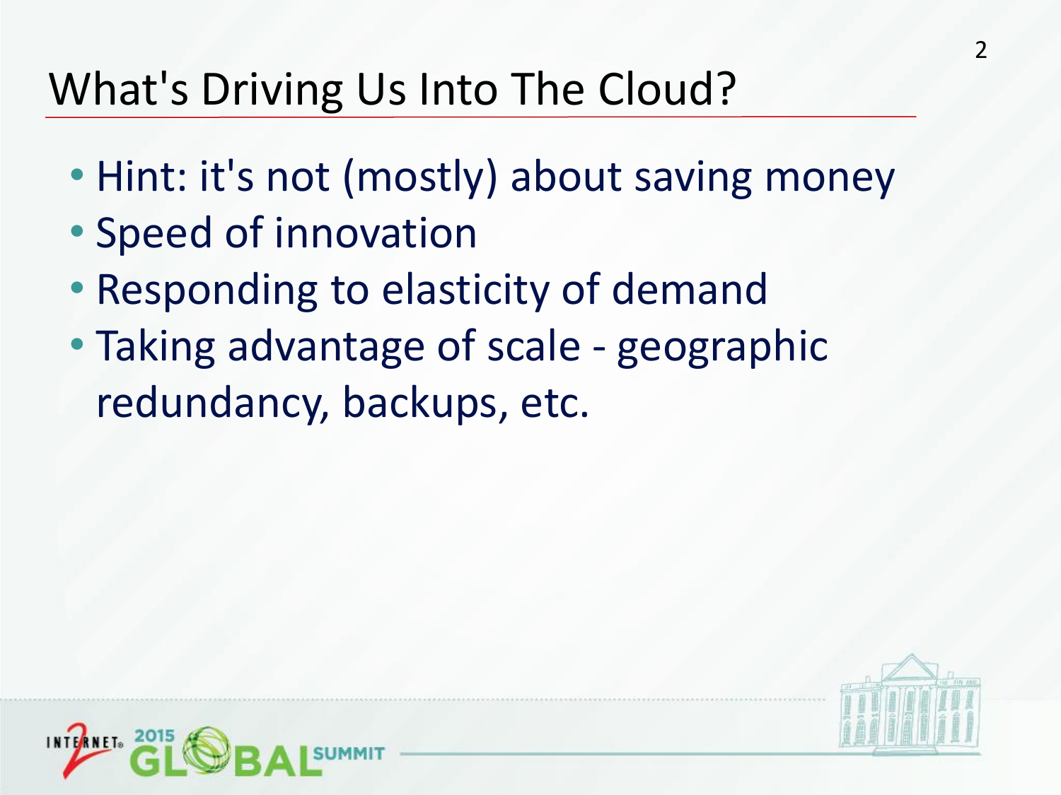# What's Driving Us Into The Cloud?

- Hint: it's not (mostly) about saving money
- Speed of innovation
- Responding to elasticity of demand
- Taking advantage of scale - geographic redundancy, backups, etc.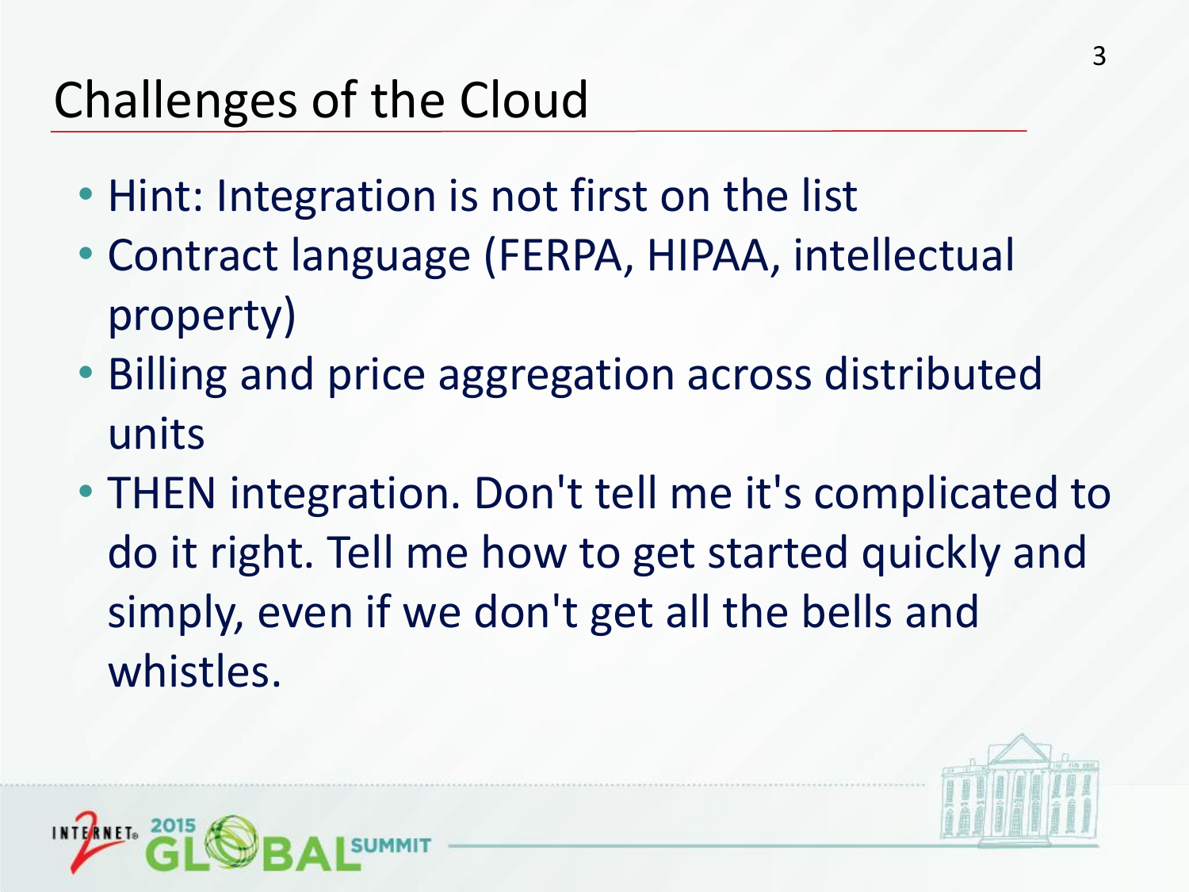# Challenges of the Cloud

- Hint: Integration is not first on the list
- Contract language (FERPA, HIPAA, intellectual property)
- Billing and price aggregation across distributed units
- THEN integration. Don't tell me it's complicated to do it right. Tell me how to get started quickly and simply, even if we don't get all the bells and whistles.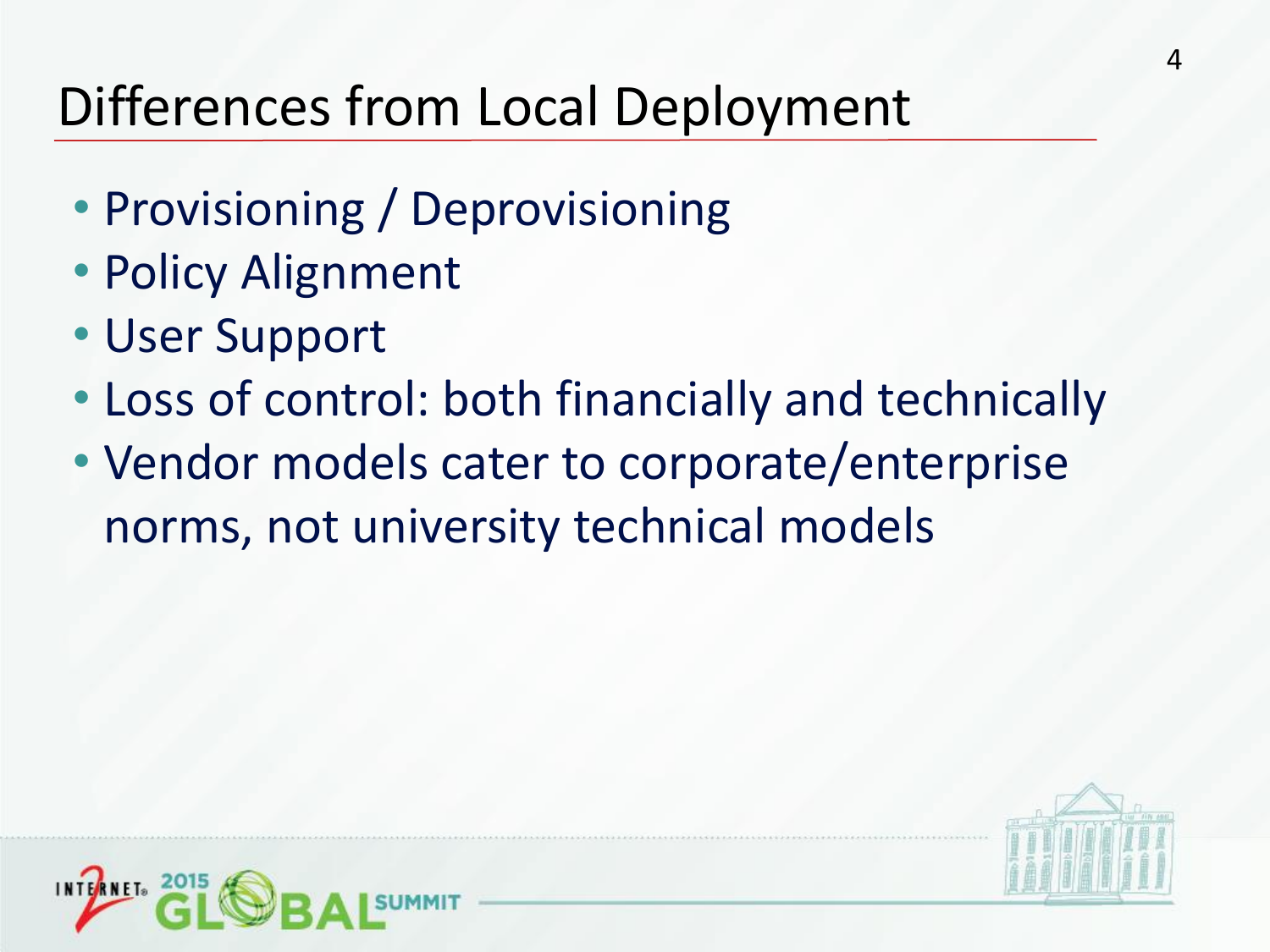# Differences from Local Deployment

- Provisioning / Deprovisioning
- Policy Alignment
- User Support
- Loss of control: both financially and technically
- Vendor models cater to corporate/enterprise norms, not university technical models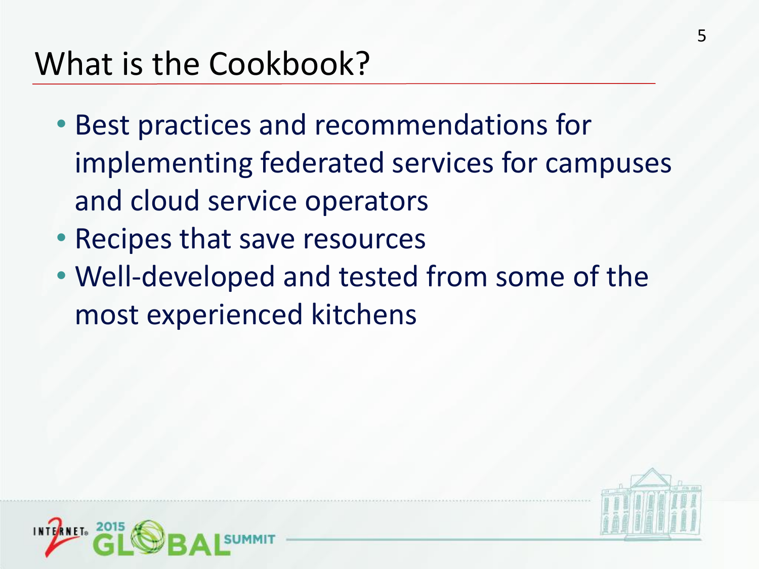# What is the Cookbook?

- Best practices and recommendations for implementing federated services for campuses and cloud service operators
- Recipes that save resources
- Well-developed and tested from some of the most experienced kitchens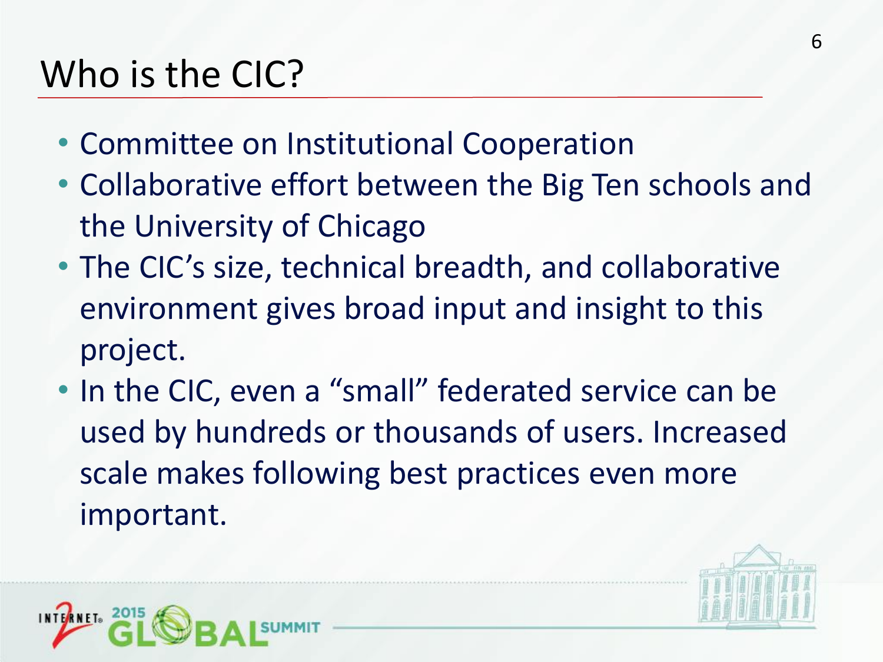# Who is the CIC?

- Committee on Institutional Cooperation
- Collaborative effort between the Big Ten schools and the University of Chicago
- The CIC's size, technical breadth, and collaborative environment gives broad input and insight to this project.
- In the CIC, even a "small" federated service can be used by hundreds or thousands of users. Increased scale makes following best practices even more important.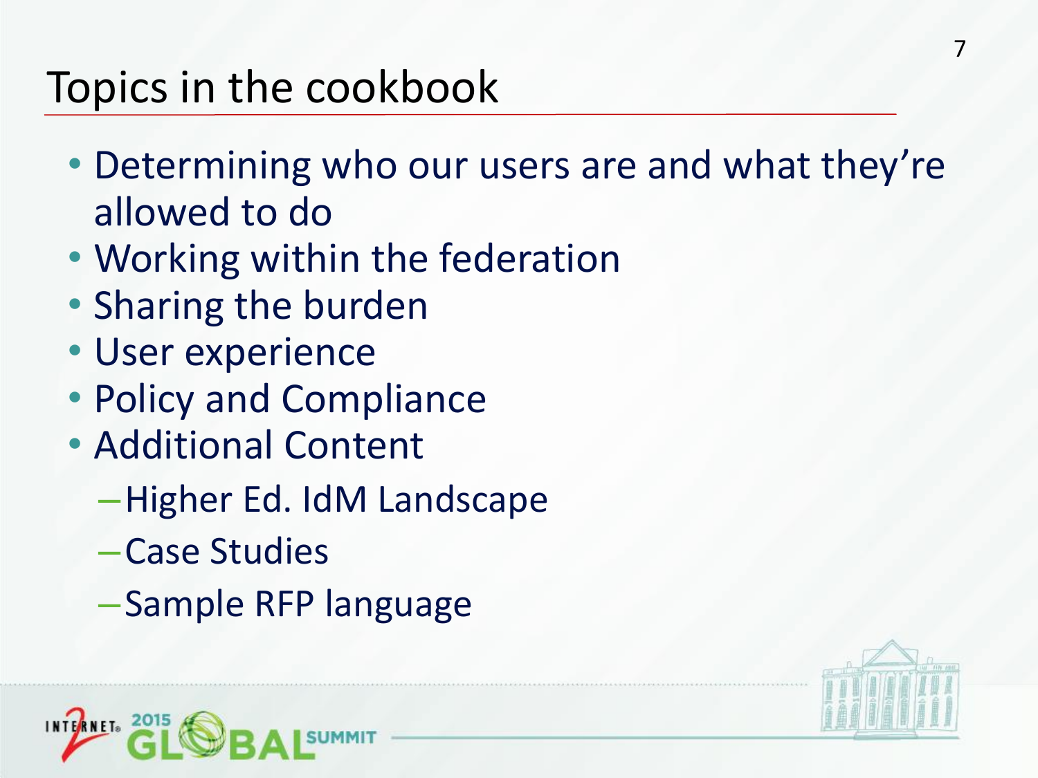# Topics in the cookbook

- Determining who our users are and what they're allowed to do
- Working within the federation
- Sharing the burden
- User experience
- Policy and Compliance
- Additional Content
  - Higher Ed. IdM Landscape
  - Case Studies
  - Sample RFP language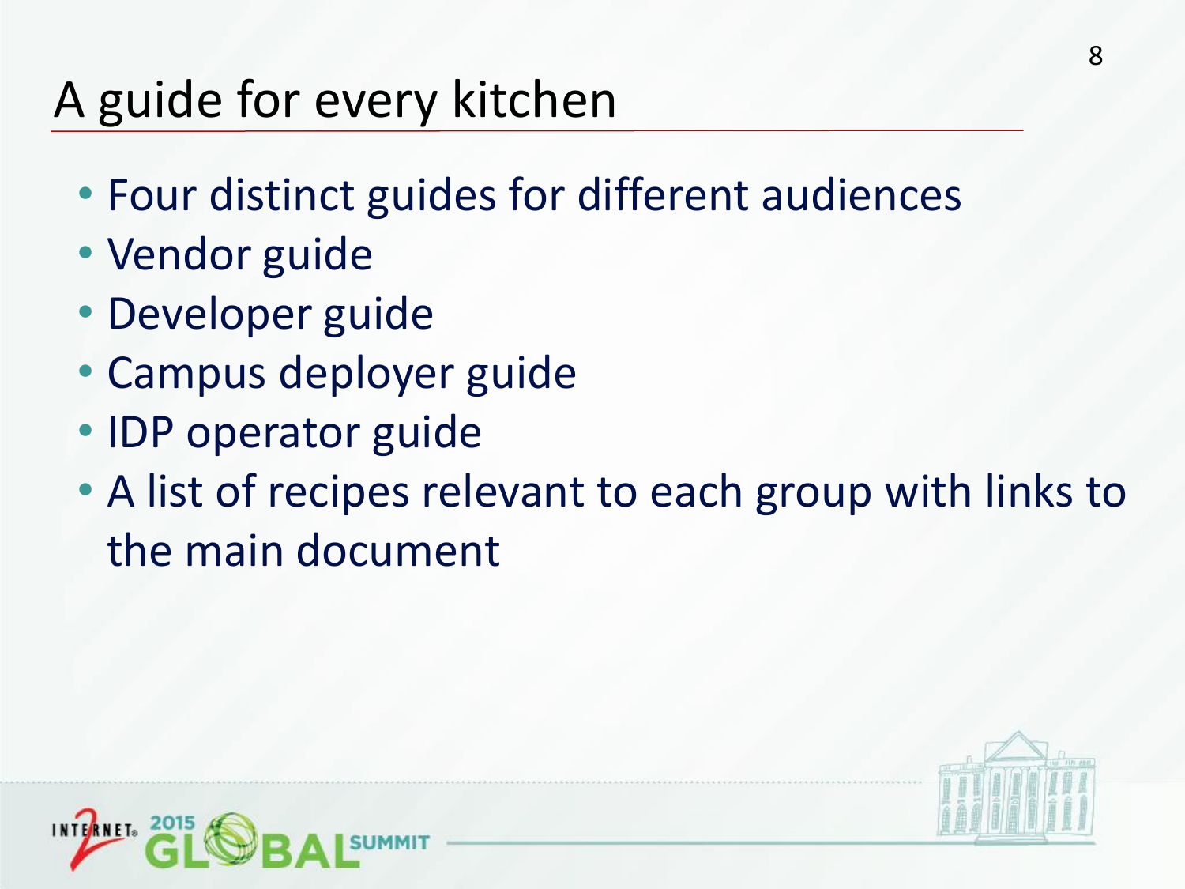# A guide for every kitchen

- Four distinct guides for different audiences
- Vendor guide
- Developer guide
- Campus deployer guide
- IDP operator guide
- A list of recipes relevant to each group with links to the main document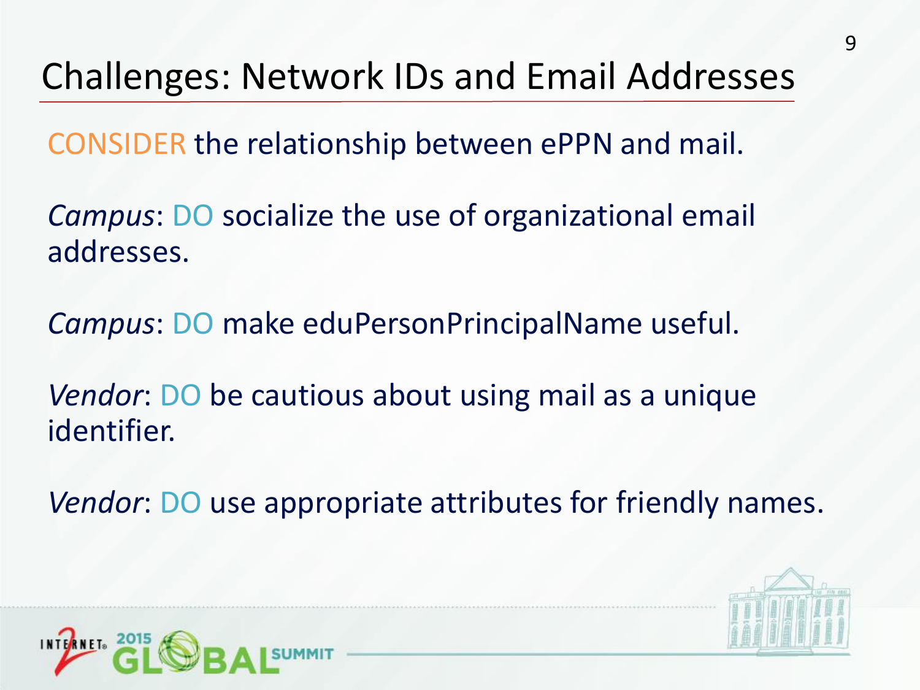# Challenges: Network IDs and Email Addresses

CONSIDER the relationship between ePPN and mail.

*Campus*: DO socialize the use of organizational email addresses.

*Campus*: DO make eduPersonPrincipalName useful.

*Vendor*: DO be cautious about using mail as a unique identifier.

*Vendor*: DO use appropriate attributes for friendly names.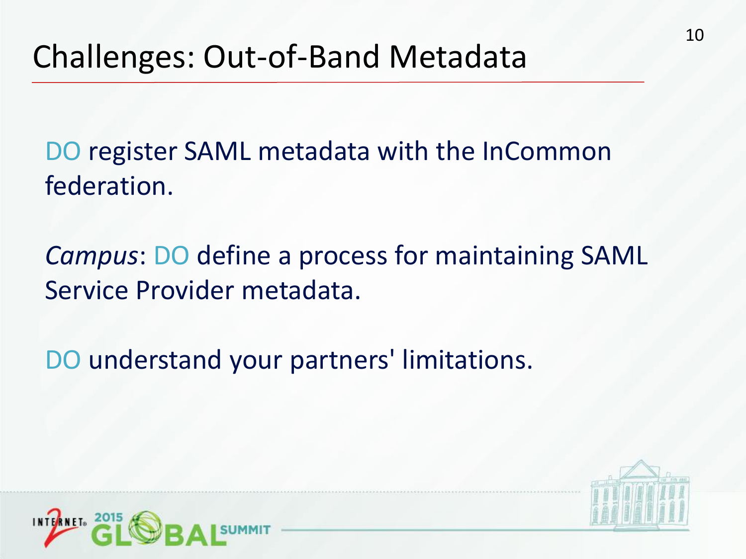# Challenges: Out-of-Band Metadata

DO register SAML metadata with the InCommon federation.

*Campus*: DO define a process for maintaining SAML Service Provider metadata.

DO understand your partners' limitations.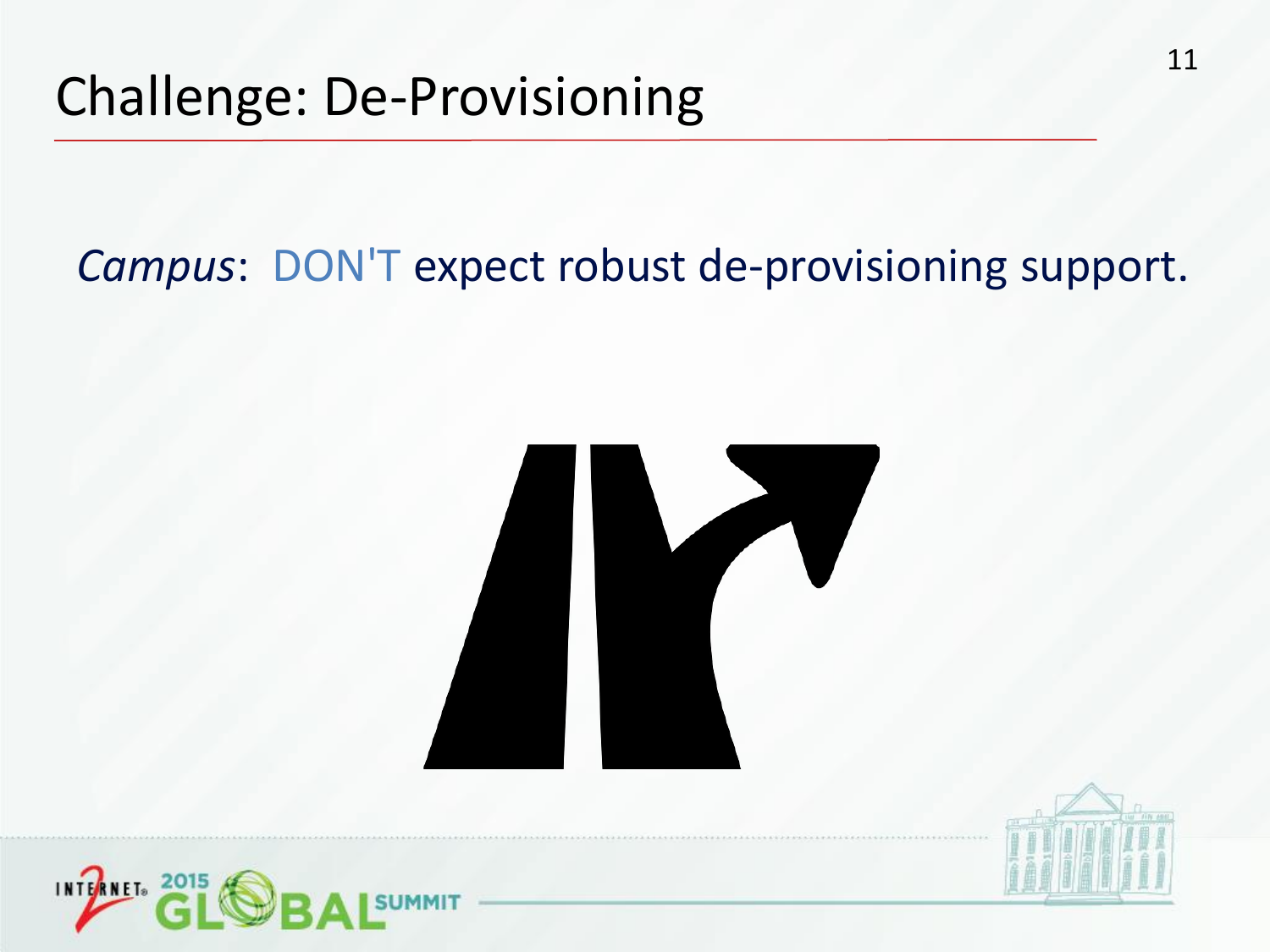# Challenge: De-Provisioning

*Campus*: DON'T expect robust de-provisioning support.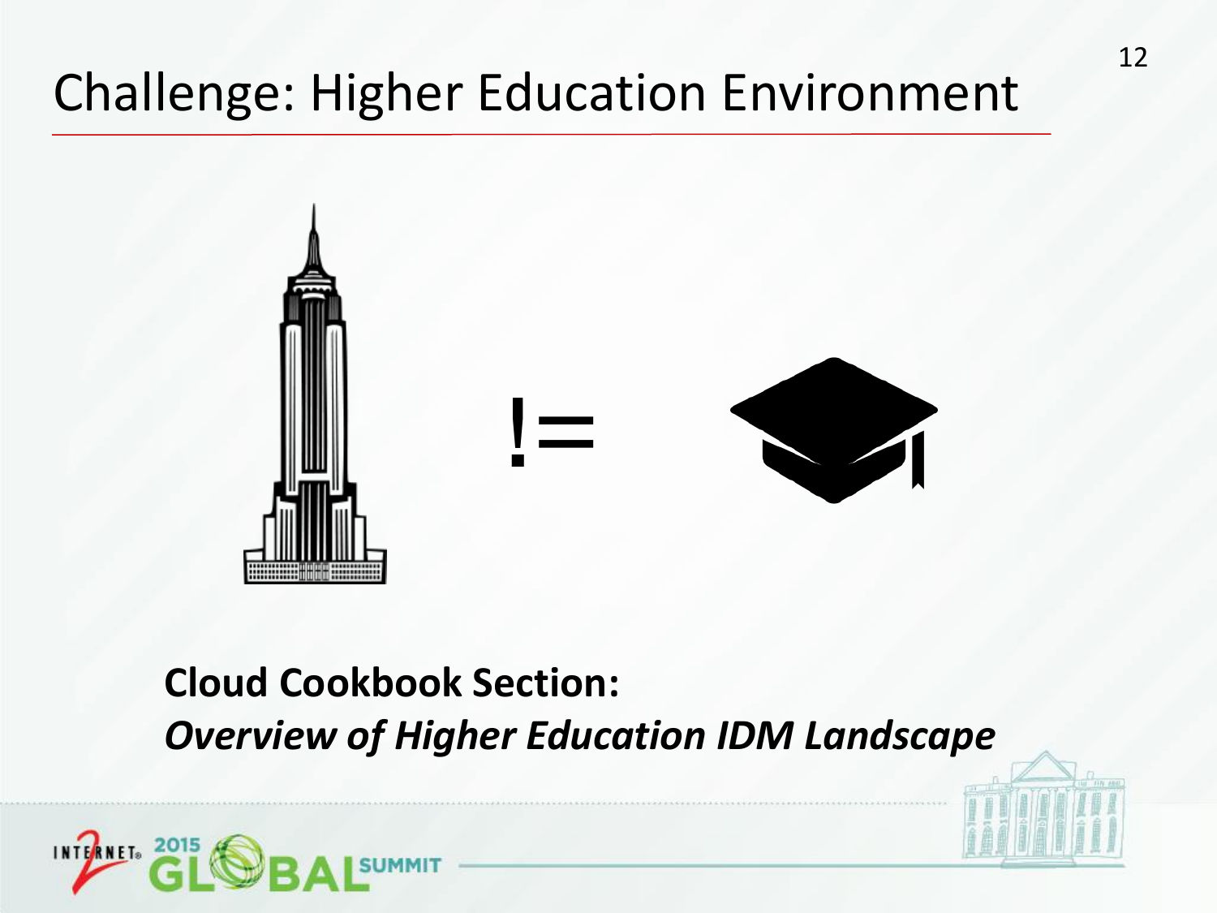# Challenge: Higher Education Environment

!=

**Cloud Cookbook Section:**
***Overview of Higher Education IDM Landscape***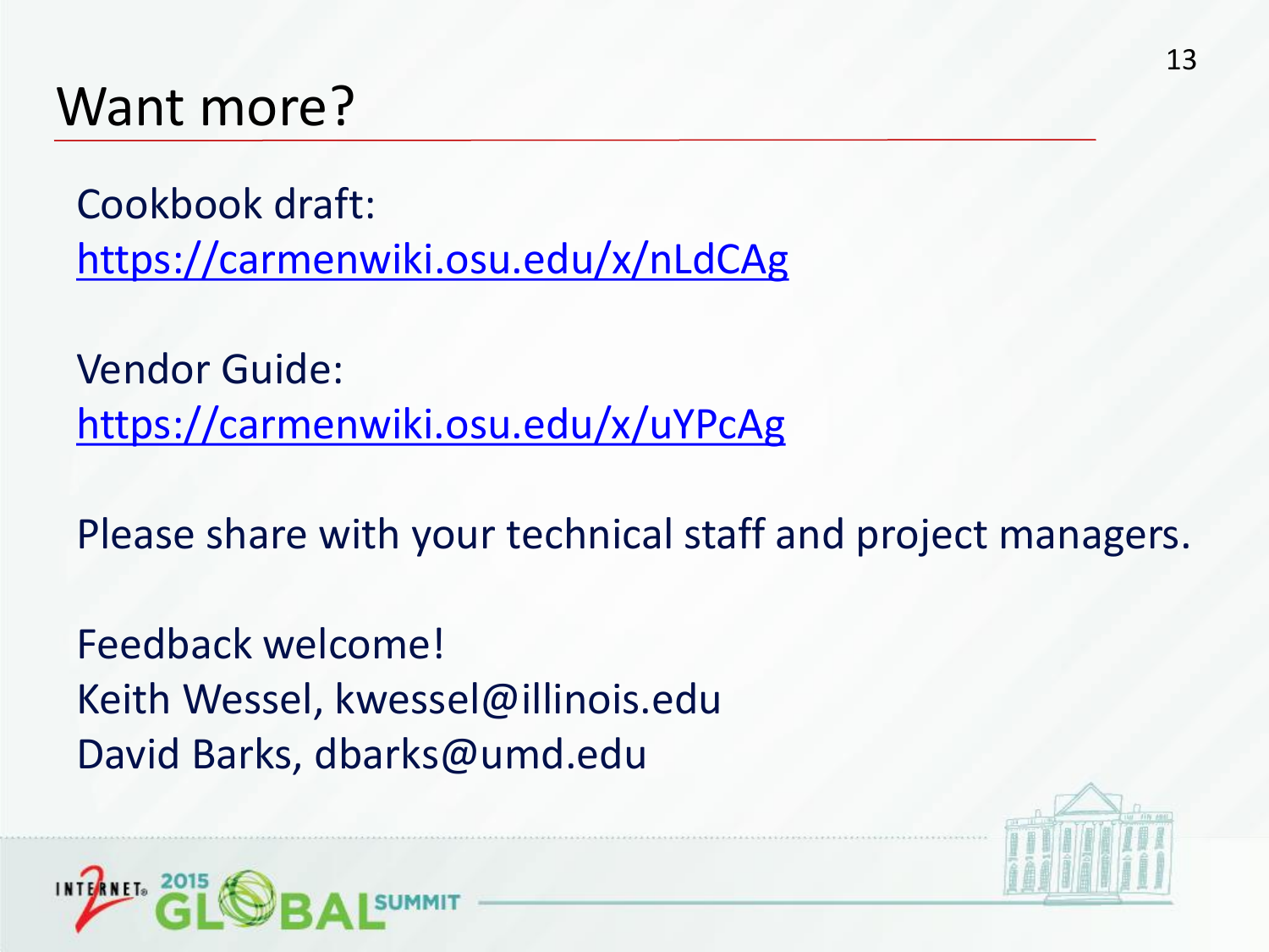# Want more?

Cookbook draft:
https://carmenwiki.osu.edu/x/nLdCAg

Vendor Guide:
https://carmenwiki.osu.edu/x/uYPcAg

Please share with your technical staff and project managers.

Feedback welcome!
Keith Wessel, kwessel@illinois.edu
David Barks, dbarks@umd.edu